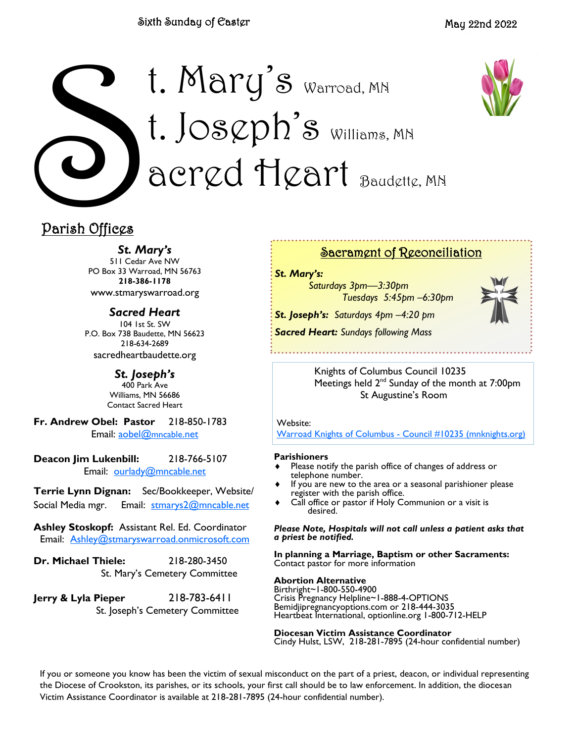Sixth Sunday of Easter

May 22nd 2022

# St. Mary's Warroad, MN
# St. Joseph's Williams, MN
# Sacred Heart Baudette, MN

## Parish Offices

***St. Mary's***
511 Cedar Ave NW
PO Box 33 Warroad, MN 56763
**218-386-1178**
www.stmaryswarroad.org

***Sacred Heart***
104 1st St. SW
P.O. Box 738 Baudette, MN 56623
218-634-2689
sacredheartbaudette.org

***St. Joseph's***
400 Park Ave
Williams, MN 56686
Contact Sacred Heart

**Fr. Andrew Obel: Pastor** 218-850-1783
Email: aobel@mncable.net

**Deacon Jim Lukenbill:** 218-766-5107
Email: ourlady@mncable.net

**Terrie Lynn Dignan:** Sec/Bookkeeper, Website/ Social Media mgr. Email: stmarys2@mncable.net

**Ashley Stoskopf:** Assistant Rel. Ed. Coordinator
Email: Ashley@stmaryswarroad.onmicrosoft.com

**Dr. Michael Thiele:** 218-280-3450
St. Mary's Cemetery Committee

**Jerry & Lyla Pieper** 218-783-6411
St. Joseph's Cemetery Committee

## Sacrament of Reconciliation

***St. Mary's:***
*Saturdays 3pm—3:30pm*
*Tuesdays 5:45pm –6:30pm*

***St. Joseph's:*** *Saturdays 4pm –4:20 pm*

***Sacred Heart:*** *Sundays following Mass*

Knights of Columbus Council 10235
Meetings held 2nd Sunday of the month at 7:00pm
St Augustine's Room

Website:
Warroad Knights of Columbus - Council #10235 (mnknights.org)

**Parishioners**

- Please notify the parish office of changes of address or telephone number.
- If you are new to the area or a seasonal parishioner please register with the parish office.
- Call office or pastor if Holy Communion or a visit is desired.

***Please Note, Hospitals will not call unless a patient asks that a priest be notified.***

**In planning a Marriage, Baptism or other Sacraments:**
Contact pastor for more information

**Abortion Alternative**
Birthright~1-800-550-4900
Crisis Pregnancy Helpline~1-888-4-OPTIONS
Bemidjipregnancyoptions.com or 218-444-3035
Heartbeat International, optionline.org 1-800-712-HELP

**Diocesan Victim Assistance Coordinator**
Cindy Hulst, LSW, 218-281-7895 (24-hour confidential number)

If you or someone you know has been the victim of sexual misconduct on the part of a priest, deacon, or individual representing the Diocese of Crookston, its parishes, or its schools, your first call should be to law enforcement. In addition, the diocesan Victim Assistance Coordinator is available at 218-281-7895 (24-hour confidential number).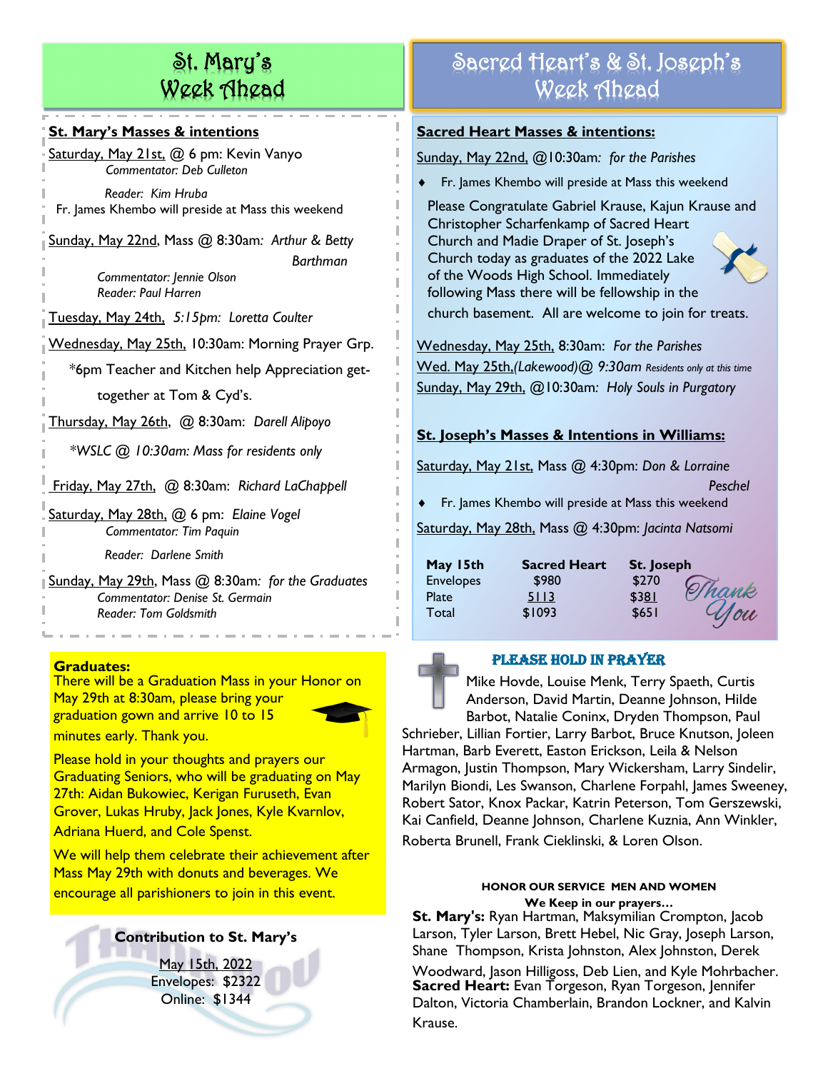# St. Mary's Week Ahead

**St. Mary's Masses & intentions**

Saturday, May 21st, @ 6 pm: Kevin Vanyo
*Commentator: Deb Culleton*
*Reader: Kim Hruba*
Fr. James Khembo will preside at Mass this weekend

Sunday, May 22nd, Mass @ 8:30am: *Arthur & Betty Barthman*
*Commentator: Jennie Olson*
*Reader: Paul Harren*

Tuesday, May 24th, *5:15pm: Loretta Coulter*

Wednesday, May 25th, 10:30am: Morning Prayer Grp.
*6pm Teacher and Kitchen help Appreciation get-together at Tom & Cyd's.

Thursday, May 26th, @ 8:30am: *Darell Alipoyo*
*\*WSLC @ 10:30am: Mass for residents only*

Friday, May 27th, @ 8:30am: *Richard LaChappell*

Saturday, May 28th, @ 6 pm: *Elaine Vogel*
*Commentator: Tim Paquin*
*Reader: Darlene Smith*

Sunday, May 29th, Mass @ 8:30am: *for the Graduates*
*Commentator: Denise St. Germain*
*Reader: Tom Goldsmith*

**Graduates:**
There will be a Graduation Mass in your Honor on May 29th at 8:30am, please bring your graduation gown and arrive 10 to 15 minutes early. Thank you.

Please hold in your thoughts and prayers our Graduating Seniors, who will be graduating on May 27th: Aidan Bukowiec, Kerigan Furuseth, Evan Grover, Lukas Hruby, Jack Jones, Kyle Kvarnlov, Adriana Huerd, and Cole Spenst.

We will help them celebrate their achievement after Mass May 29th with donuts and beverages. We encourage all parishioners to join in this event.

**Contribution to St. Mary's**

May 15th, 2022
Envelopes: $2322
Online: $1344

# Sacred Heart's & St. Joseph's Week Ahead

**Sacred Heart Masses & intentions:**

Sunday, May 22nd, @10:30am: *for the Parishes*

- Fr. James Khembo will preside at Mass this weekend

Please Congratulate Gabriel Krause, Kajun Krause and Christopher Scharfenkamp of Sacred Heart Church and Madie Draper of St. Joseph's Church today as graduates of the 2022 Lake of the Woods High School. Immediately following Mass there will be fellowship in the church basement. All are welcome to join for treats.

Wednesday, May 25th, 8:30am: *For the Parishes*
Wed. May 25th,*(Lakewood)@ 9:30am* Residents only at this time
Sunday, May 29th, @10:30am: *Holy Souls in Purgatory*

**St. Joseph's Masses & Intentions in Williams:**

Saturday, May 21st, Mass @ 4:30pm: *Don & Lorraine Peschel*

- Fr. James Khembo will preside at Mass this weekend

Saturday, May 28th, Mass @ 4:30pm: *Jacinta Natsomi*

| May 15th | Sacred Heart | St. Joseph |
|---|---|---|
| Envelopes | $980 | $270 |
| Plate | 5113 | $381 |
| Total | $1093 | $651 |

Thank You

**PLEASE HOLD IN PRAYER**

Mike Hovde, Louise Menk, Terry Spaeth, Curtis Anderson, David Martin, Deanne Johnson, Hilde Barbot, Natalie Coninx, Dryden Thompson, Paul Schrieber, Lillian Fortier, Larry Barbot, Bruce Knutson, Joleen Hartman, Barb Everett, Easton Erickson, Leila & Nelson Armagon, Justin Thompson, Mary Wickersham, Larry Sindelir, Marilyn Biondi, Les Swanson, Charlene Forpahl, James Sweeney, Robert Sator, Knox Packar, Katrin Peterson, Tom Gerszewski, Kai Canfield, Deanne Johnson, Charlene Kuznia, Ann Winkler, Roberta Brunell, Frank Cieklinski, & Loren Olson.

**HONOR OUR SERVICE MEN AND WOMEN**
**We Keep in our prayers…**

**St. Mary's:** Ryan Hartman, Maksymilian Crompton, Jacob Larson, Tyler Larson, Brett Hebel, Nic Gray, Joseph Larson, Shane Thompson, Krista Johnston, Alex Johnston, Derek Woodward, Jason Hilligoss, Deb Lien, and Kyle Mohrbacher.
**Sacred Heart:** Evan Torgeson, Ryan Torgeson, Jennifer Dalton, Victoria Chamberlain, Brandon Lockner, and Kalvin Krause.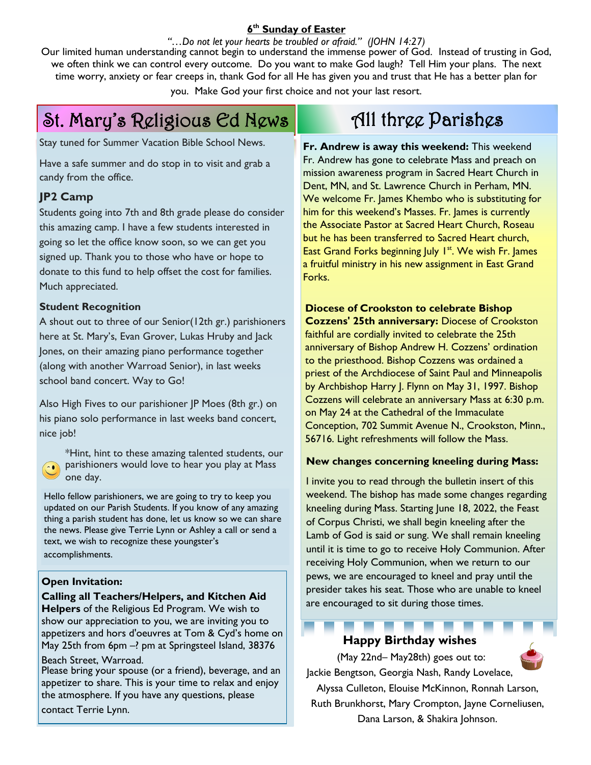**6th Sunday of Easter**

*"…Do not let your hearts be troubled or afraid." (JOHN 14:27)*

Our limited human understanding cannot begin to understand the immense power of God. Instead of trusting in God, we often think we can control every outcome. Do you want to make God laugh? Tell Him your plans. The next time worry, anxiety or fear creeps in, thank God for all He has given you and trust that He has a better plan for you. Make God your first choice and not your last resort.

## St. Mary's Religious Ed News

Stay tuned for Summer Vacation Bible School News.

Have a safe summer and do stop in to visit and grab a candy from the office.

### JP2 Camp

Students going into 7th and 8th grade please do consider this amazing camp. I have a few students interested in going so let the office know soon, so we can get you signed up. Thank you to those who have or hope to donate to this fund to help offset the cost for families. Much appreciated.

**Student Recognition**

A shout out to three of our Senior(12th gr.) parishioners here at St. Mary's, Evan Grover, Lukas Hruby and Jack Jones, on their amazing piano performance together (along with another Warroad Senior), in last weeks school band concert. Way to Go!

Also High Fives to our parishioner JP Moes (8th gr.) on his piano solo performance in last weeks band concert, nice job!

*Hint, hint to these amazing talented students, our parishioners would love to hear you play at Mass one day.

Hello fellow parishioners, we are going to try to keep you updated on our Parish Students. If you know of any amazing thing a parish student has done, let us know so we can share the news. Please give Terrie Lynn or Ashley a call or send a text, we wish to recognize these youngster's accomplishments.

**Open Invitation:**

**Calling all Teachers/Helpers, and Kitchen Aid Helpers** of the Religious Ed Program. We wish to show our appreciation to you, we are inviting you to appetizers and hors d'oeuvres at Tom & Cyd's home on May 25th from 6pm –? pm at Springsteel Island, 38376 Beach Street, Warroad.

Please bring your spouse (or a friend), beverage, and an appetizer to share. This is your time to relax and enjoy the atmosphere. If you have any questions, please contact Terrie Lynn.

## All three Parishes

**Fr. Andrew is away this weekend:** This weekend Fr. Andrew has gone to celebrate Mass and preach on mission awareness program in Sacred Heart Church in Dent, MN, and St. Lawrence Church in Perham, MN. We welcome Fr. James Khembo who is substituting for him for this weekend's Masses. Fr. James is currently the Associate Pastor at Sacred Heart Church, Roseau but he has been transferred to Sacred Heart church, East Grand Forks beginning July 1st. We wish Fr. James a fruitful ministry in his new assignment in East Grand Forks.

**Diocese of Crookston to celebrate Bishop Cozzens' 25th anniversary:** Diocese of Crookston faithful are cordially invited to celebrate the 25th anniversary of Bishop Andrew H. Cozzens' ordination to the priesthood. Bishop Cozzens was ordained a priest of the Archdiocese of Saint Paul and Minneapolis by Archbishop Harry J. Flynn on May 31, 1997. Bishop Cozzens will celebrate an anniversary Mass at 6:30 p.m. on May 24 at the Cathedral of the Immaculate Conception, 702 Summit Avenue N., Crookston, Minn., 56716. Light refreshments will follow the Mass.

**New changes concerning kneeling during Mass:**

I invite you to read through the bulletin insert of this weekend. The bishop has made some changes regarding kneeling during Mass. Starting June 18, 2022, the Feast of Corpus Christi, we shall begin kneeling after the Lamb of God is said or sung. We shall remain kneeling until it is time to go to receive Holy Communion. After receiving Holy Communion, when we return to our pews, we are encouraged to kneel and pray until the presider takes his seat. Those who are unable to kneel are encouraged to sit during those times.

**Happy Birthday wishes**

(May 22nd– May28th) goes out to:

Jackie Bengtson, Georgia Nash, Randy Lovelace, Alyssa Culleton, Elouise McKinnon, Ronnah Larson, Ruth Brunkhorst, Mary Crompton, Jayne Corneliusen, Dana Larson, & Shakira Johnson.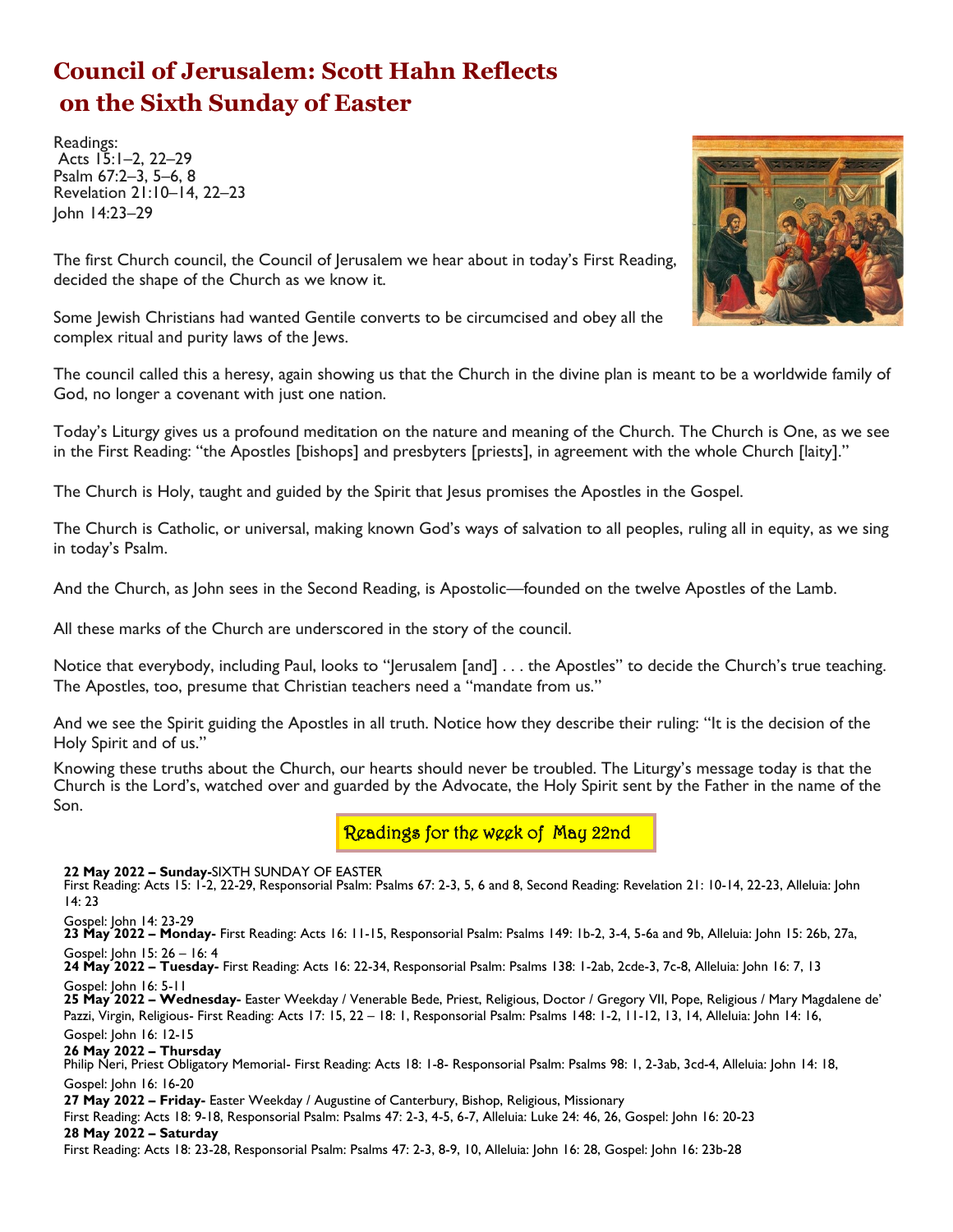# Council of Jerusalem: Scott Hahn Reflects on the Sixth Sunday of Easter

Readings:
Acts 15:1–2, 22–29
Psalm 67:2–3, 5–6, 8
Revelation 21:10–14, 22–23
John 14:23–29

The first Church council, the Council of Jerusalem we hear about in today's First Reading, decided the shape of the Church as we know it.

Some Jewish Christians had wanted Gentile converts to be circumcised and obey all the complex ritual and purity laws of the Jews.

The council called this a heresy, again showing us that the Church in the divine plan is meant to be a worldwide family of God, no longer a covenant with just one nation.

Today's Liturgy gives us a profound meditation on the nature and meaning of the Church. The Church is One, as we see in the First Reading: "the Apostles [bishops] and presbyters [priests], in agreement with the whole Church [laity]."

The Church is Holy, taught and guided by the Spirit that Jesus promises the Apostles in the Gospel.

The Church is Catholic, or universal, making known God's ways of salvation to all peoples, ruling all in equity, as we sing in today's Psalm.

And the Church, as John sees in the Second Reading, is Apostolic—founded on the twelve Apostles of the Lamb.

All these marks of the Church are underscored in the story of the council.

Notice that everybody, including Paul, looks to "Jerusalem [and] . . . the Apostles" to decide the Church's true teaching. The Apostles, too, presume that Christian teachers need a "mandate from us."

And we see the Spirit guiding the Apostles in all truth. Notice how they describe their ruling: "It is the decision of the Holy Spirit and of us."

Knowing these truths about the Church, our hearts should never be troubled. The Liturgy's message today is that the Church is the Lord's, watched over and guarded by the Advocate, the Holy Spirit sent by the Father in the name of the Son.

## Readings for the week of May 22nd

**22 May 2022 – Sunday-**SIXTH SUNDAY OF EASTER
First Reading: Acts 15: 1-2, 22-29, Responsorial Psalm: Psalms 67: 2-3, 5, 6 and 8, Second Reading: Revelation 21: 10-14, 22-23, Alleluia: John 14: 23
Gospel: John 14: 23-29

**23 May 2022 – Monday-** First Reading: Acts 16: 11-15, Responsorial Psalm: Psalms 149: 1b-2, 3-4, 5-6a and 9b, Alleluia: John 15: 26b, 27a,
Gospel: John 15: 26 – 16: 4

**24 May 2022 – Tuesday-** First Reading: Acts 16: 22-34, Responsorial Psalm: Psalms 138: 1-2ab, 2cde-3, 7c-8, Alleluia: John 16: 7, 13
Gospel: John 16: 5-11

**25 May 2022 – Wednesday-** Easter Weekday / Venerable Bede, Priest, Religious, Doctor / Gregory VII, Pope, Religious / Mary Magdalene de' Pazzi, Virgin, Religious- First Reading: Acts 17: 15, 22 – 18: 1, Responsorial Psalm: Psalms 148: 1-2, 11-12, 13, 14, Alleluia: John 14: 16,
Gospel: John 16: 12-15

**26 May 2022 – Thursday**
Philip Neri, Priest Obligatory Memorial- First Reading: Acts 18: 1-8- Responsorial Psalm: Psalms 98: 1, 2-3ab, 3cd-4, Alleluia: John 14: 18,
Gospel: John 16: 16-20

**27 May 2022 – Friday-** Easter Weekday / Augustine of Canterbury, Bishop, Religious, Missionary
First Reading: Acts 18: 9-18, Responsorial Psalm: Psalms 47: 2-3, 4-5, 6-7, Alleluia: Luke 24: 46, 26, Gospel: John 16: 20-23

**28 May 2022 – Saturday**
First Reading: Acts 18: 23-28, Responsorial Psalm: Psalms 47: 2-3, 8-9, 10, Alleluia: John 16: 28, Gospel: John 16: 23b-28